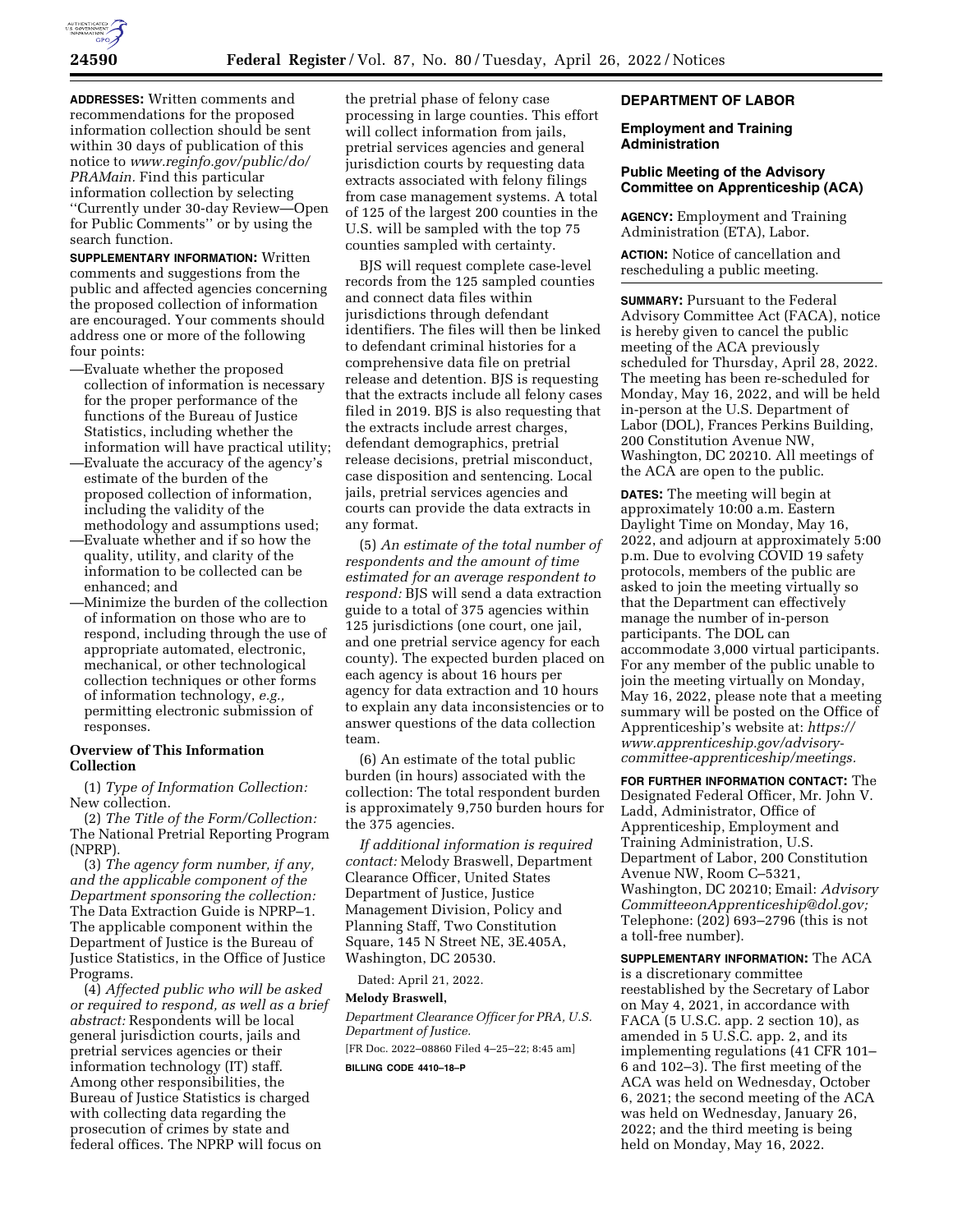**ADDRESSES:** Written comments and recommendations for the proposed information collection should be sent within 30 days of publication of this notice to *www.reginfo.gov/public/do/PRAMain*. Find this particular information collection by selecting ''Currently under 30-day Review—Open for Public Comments'' or by using the search function.

**SUPPLEMENTARY INFORMATION:** Written comments and suggestions from the public and affected agencies concerning the proposed collection of information are encouraged. Your comments should address one or more of the following four points:

—Evaluate whether the proposed collection of information is necessary for the proper performance of the functions of the Bureau of Justice Statistics, including whether the information will have practical utility;
—Evaluate the accuracy of the agency's estimate of the burden of the proposed collection of information, including the validity of the methodology and assumptions used;
—Evaluate whether and if so how the quality, utility, and clarity of the information to be collected can be enhanced; and
—Minimize the burden of the collection of information on those who are to respond, including through the use of appropriate automated, electronic, mechanical, or other technological collection techniques or other forms of information technology, *e.g.,* permitting electronic submission of responses.

**Overview of This Information Collection**

(1) *Type of Information Collection:* New collection.

(2) *The Title of the Form/Collection:* The National Pretrial Reporting Program (NPRP).

(3) *The agency form number, if any, and the applicable component of the Department sponsoring the collection:* The Data Extraction Guide is NPRP–1. The applicable component within the Department of Justice is the Bureau of Justice Statistics, in the Office of Justice Programs.

(4) *Affected public who will be asked or required to respond, as well as a brief abstract:* Respondents will be local general jurisdiction courts, jails and pretrial services agencies or their information technology (IT) staff. Among other responsibilities, the Bureau of Justice Statistics is charged with collecting data regarding the prosecution of crimes by state and federal offices. The NPRP will focus on the pretrial phase of felony case processing in large counties. This effort will collect information from jails, pretrial services agencies and general jurisdiction courts by requesting data extracts associated with felony filings from case management systems. A total of 125 of the largest 200 counties in the U.S. will be sampled with the top 75 counties sampled with certainty.

BJS will request complete case-level records from the 125 sampled counties and connect data files within jurisdictions through defendant identifiers. The files will then be linked to defendant criminal histories for a comprehensive data file on pretrial release and detention. BJS is requesting that the extracts include all felony cases filed in 2019. BJS is also requesting that the extracts include arrest charges, defendant demographics, pretrial release decisions, pretrial misconduct, case disposition and sentencing. Local jails, pretrial services agencies and courts can provide the data extracts in any format.

(5) *An estimate of the total number of respondents and the amount of time estimated for an average respondent to respond:* BJS will send a data extraction guide to a total of 375 agencies within 125 jurisdictions (one court, one jail, and one pretrial service agency for each county). The expected burden placed on each agency is about 16 hours per agency for data extraction and 10 hours to explain any data inconsistencies or to answer questions of the data collection team.

(6) An estimate of the total public burden (in hours) associated with the collection: The total respondent burden is approximately 9,750 burden hours for the 375 agencies.

*If additional information is required contact:* Melody Braswell, Department Clearance Officer, United States Department of Justice, Justice Management Division, Policy and Planning Staff, Two Constitution Square, 145 N Street NE, 3E.405A, Washington, DC 20530.

Dated: April 21, 2022.

**Melody Braswell,**

*Department Clearance Officer for PRA, U.S. Department of Justice.*

[FR Doc. 2022–08860 Filed 4–25–22; 8:45 am]

**BILLING CODE 4410–18–P**

## DEPARTMENT OF LABOR

### Employment and Training Administration

### Public Meeting of the Advisory Committee on Apprenticeship (ACA)

**AGENCY:** Employment and Training Administration (ETA), Labor.

**ACTION:** Notice of cancellation and rescheduling a public meeting.

**SUMMARY:** Pursuant to the Federal Advisory Committee Act (FACA), notice is hereby given to cancel the public meeting of the ACA previously scheduled for Thursday, April 28, 2022. The meeting has been re-scheduled for Monday, May 16, 2022, and will be held in-person at the U.S. Department of Labor (DOL), Frances Perkins Building, 200 Constitution Avenue NW, Washington, DC 20210. All meetings of the ACA are open to the public.

**DATES:** The meeting will begin at approximately 10:00 a.m. Eastern Daylight Time on Monday, May 16, 2022, and adjourn at approximately 5:00 p.m. Due to evolving COVID 19 safety protocols, members of the public are asked to join the meeting virtually so that the Department can effectively manage the number of in-person participants. The DOL can accommodate 3,000 virtual participants. For any member of the public unable to join the meeting virtually on Monday, May 16, 2022, please note that a meeting summary will be posted on the Office of Apprenticeship's website at: *https://www.apprenticeship.gov/advisory-committee-apprenticeship/meetings.*

**FOR FURTHER INFORMATION CONTACT:** The Designated Federal Officer, Mr. John V. Ladd, Administrator, Office of Apprenticeship, Employment and Training Administration, U.S. Department of Labor, 200 Constitution Avenue NW, Room C–5321, Washington, DC 20210; Email: *AdvisoryCommitteeonApprenticeship@dol.gov;* Telephone: (202) 693–2796 (this is not a toll-free number).

**SUPPLEMENTARY INFORMATION:** The ACA is a discretionary committee reestablished by the Secretary of Labor on May 4, 2021, in accordance with FACA (5 U.S.C. app. 2 section 10), as amended in 5 U.S.C. app. 2, and its implementing regulations (41 CFR 101–6 and 102–3). The first meeting of the ACA was held on Wednesday, October 6, 2021; the second meeting of the ACA was held on Wednesday, January 26, 2022; and the third meeting is being held on Monday, May 16, 2022.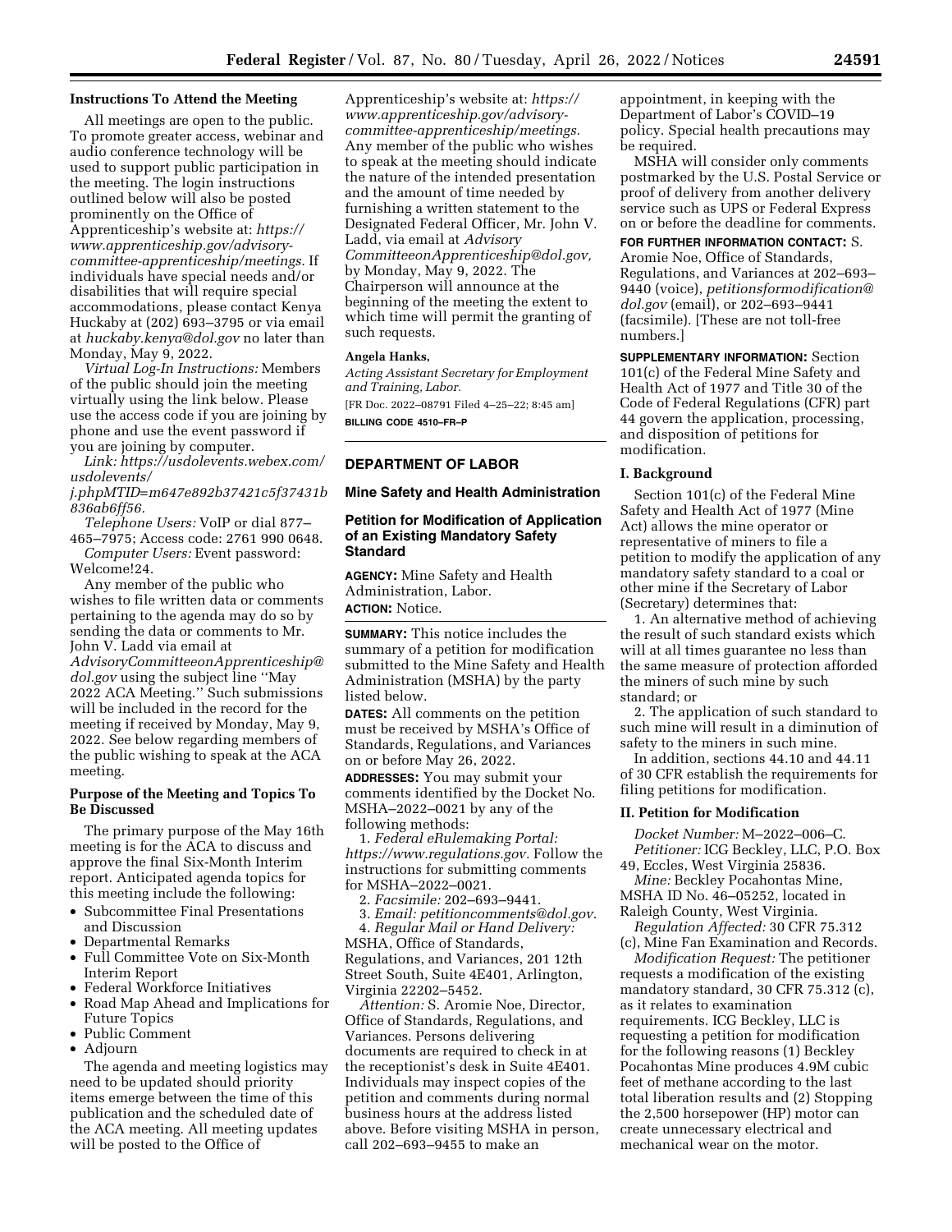## Instructions To Attend the Meeting

All meetings are open to the public. To promote greater access, webinar and audio conference technology will be used to support public participation in the meeting. The login instructions outlined below will also be posted prominently on the Office of Apprenticeship's website at: *https://www.apprenticeship.gov/advisory-committee-apprenticeship/meetings.* If individuals have special needs and/or disabilities that will require special accommodations, please contact Kenya Huckaby at (202) 693–3795 or via email at *huckaby.kenya@dol.gov* no later than Monday, May 9, 2022.

*Virtual Log-In Instructions:* Members of the public should join the meeting virtually using the link below. Please use the access code if you are joining by phone and use the event password if you are joining by computer.

*Link: https://usdolevents.webex.com/usdolevents/j.php?MTID=m647e892b37421c5f37431b836ab6ff56.*

*Telephone Users:* VoIP or dial 877–465–7975; Access code: 2761 990 0648.

*Computer Users:* Event password: Welcome!24.

Any member of the public who wishes to file written data or comments pertaining to the agenda may do so by sending the data or comments to Mr. John V. Ladd via email at *AdvisoryCommitteeonApprenticeship@dol.gov* using the subject line ''May 2022 ACA Meeting.'' Such submissions will be included in the record for the meeting if received by Monday, May 9, 2022. See below regarding members of the public wishing to speak at the ACA meeting.

## Purpose of the Meeting and Topics To Be Discussed

The primary purpose of the May 16th meeting is for the ACA to discuss and approve the final Six-Month Interim report. Anticipated agenda topics for this meeting include the following:

- Subcommittee Final Presentations and Discussion
- Departmental Remarks
- Full Committee Vote on Six-Month Interim Report
- Federal Workforce Initiatives
- Road Map Ahead and Implications for Future Topics
- Public Comment
- Adjourn

The agenda and meeting logistics may need to be updated should priority items emerge between the time of this publication and the scheduled date of the ACA meeting. All meeting updates will be posted to the Office of Apprenticeship's website at: *https://www.apprenticeship.gov/advisory-committee-apprenticeship/meetings.* Any member of the public who wishes to speak at the meeting should indicate the nature of the intended presentation and the amount of time needed by furnishing a written statement to the Designated Federal Officer, Mr. John V. Ladd, via email at *Advisory CommitteeonApprenticeship@dol.gov,* by Monday, May 9, 2022. The Chairperson will announce at the beginning of the meeting the extent to which time will permit the granting of such requests.

**Angela Hanks,**

*Acting Assistant Secretary for Employment and Training, Labor.*

[FR Doc. 2022–08791 Filed 4–25–22; 8:45 am]

**BILLING CODE 4510–FR–P**

---

# DEPARTMENT OF LABOR

## Mine Safety and Health Administration

## Petition for Modification of Application of an Existing Mandatory Safety Standard

**AGENCY:** Mine Safety and Health Administration, Labor.

**ACTION:** Notice.

**SUMMARY:** This notice includes the summary of a petition for modification submitted to the Mine Safety and Health Administration (MSHA) by the party listed below.

**DATES:** All comments on the petition must be received by MSHA's Office of Standards, Regulations, and Variances on or before May 26, 2022.

**ADDRESSES:** You may submit your comments identified by the Docket No. MSHA–2022–0021 by any of the following methods:

1. *Federal eRulemaking Portal: https://www.regulations.gov.* Follow the instructions for submitting comments for MSHA–2022–0021.
2. *Facsimile:* 202–693–9441.
3. *Email: petitioncomments@dol.gov.*
4. *Regular Mail or Hand Delivery:* MSHA, Office of Standards, Regulations, and Variances, 201 12th Street South, Suite 4E401, Arlington, Virginia 22202–5452.

*Attention:* S. Aromie Noe, Director, Office of Standards, Regulations, and Variances. Persons delivering documents are required to check in at the receptionist's desk in Suite 4E401. Individuals may inspect copies of the petition and comments during normal business hours at the address listed above. Before visiting MSHA in person, call 202–693–9455 to make an appointment, in keeping with the Department of Labor's COVID–19 policy. Special health precautions may be required.

MSHA will consider only comments postmarked by the U.S. Postal Service or proof of delivery from another delivery service such as UPS or Federal Express on or before the deadline for comments.

**FOR FURTHER INFORMATION CONTACT:** S. Aromie Noe, Office of Standards, Regulations, and Variances at 202–693–9440 (voice), *petitionsformodification@dol.gov* (email), or 202–693–9441 (facsimile). [These are not toll-free numbers.]

**SUPPLEMENTARY INFORMATION:** Section 101(c) of the Federal Mine Safety and Health Act of 1977 and Title 30 of the Code of Federal Regulations (CFR) part 44 govern the application, processing, and disposition of petitions for modification.

## I. Background

Section 101(c) of the Federal Mine Safety and Health Act of 1977 (Mine Act) allows the mine operator or representative of miners to file a petition to modify the application of any mandatory safety standard to a coal or other mine if the Secretary of Labor (Secretary) determines that:

1. An alternative method of achieving the result of such standard exists which will at all times guarantee no less than the same measure of protection afforded the miners of such mine by such standard; or
2. The application of such standard to such mine will result in a diminution of safety to the miners in such mine.

In addition, sections 44.10 and 44.11 of 30 CFR establish the requirements for filing petitions for modification.

## II. Petition for Modification

*Docket Number:* M–2022–006–C.

*Petitioner:* ICG Beckley, LLC, P.O. Box 49, Eccles, West Virginia 25836.

*Mine:* Beckley Pocahontas Mine, MSHA ID No. 46–05252, located in Raleigh County, West Virginia.

*Regulation Affected:* 30 CFR 75.312 (c), Mine Fan Examination and Records.

*Modification Request:* The petitioner requests a modification of the existing mandatory standard, 30 CFR 75.312 (c), as it relates to examination requirements. ICG Beckley, LLC is requesting a petition for modification for the following reasons (1) Beckley Pocahontas Mine produces 4.9M cubic feet of methane according to the last total liberation results and (2) Stopping the 2,500 horsepower (HP) motor can create unnecessary electrical and mechanical wear on the motor.